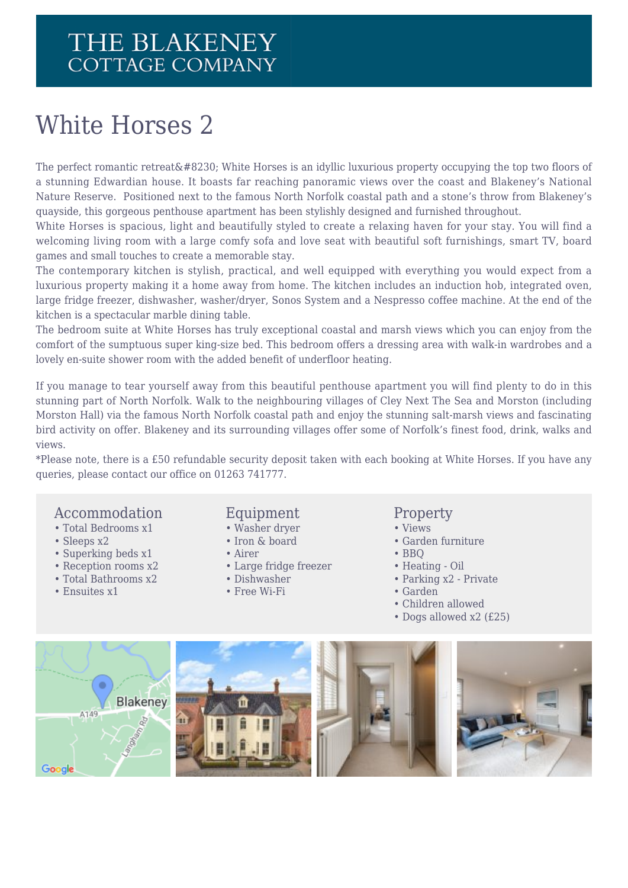# THE BLAKENEY COTTAGE COMPANY

# White Horses 2

The perfect romantic retreat&#8230; White Horses is an idyllic luxurious property occupying the top two floors of a stunning Edwardian house. It boasts far reaching panoramic views over the coast and Blakeney's National Nature Reserve. Positioned next to the famous North Norfolk coastal path and a stone's throw from Blakeney's quayside, this gorgeous penthouse apartment has been stylishly designed and furnished throughout.

White Horses is spacious, light and beautifully styled to create a relaxing haven for your stay. You will find a welcoming living room with a large comfy sofa and love seat with beautiful soft furnishings, smart TV, board games and small touches to create a memorable stay.

The contemporary kitchen is stylish, practical, and well equipped with everything you would expect from a luxurious property making it a home away from home. The kitchen includes an induction hob, integrated oven, large fridge freezer, dishwasher, washer/dryer, Sonos System and a Nespresso coffee machine. At the end of the kitchen is a spectacular marble dining table.

The bedroom suite at White Horses has truly exceptional coastal and marsh views which you can enjoy from the comfort of the sumptuous super king-size bed. This bedroom offers a dressing area with walk-in wardrobes and a lovely en-suite shower room with the added benefit of underfloor heating.

If you manage to tear yourself away from this beautiful penthouse apartment you will find plenty to do in this stunning part of North Norfolk. Walk to the neighbouring villages of Cley Next The Sea and Morston (including Morston Hall) via the famous North Norfolk coastal path and enjoy the stunning salt-marsh views and fascinating bird activity on offer. Blakeney and its surrounding villages offer some of Norfolk's finest food, drink, walks and views.

*Please note, there is a £50 refundable security deposit taken with each booking at White Horses. If you have any queries, please contact our office on 01263 741777.

## Accommodation

- Total Bedrooms x1
- Sleeps x2
- Superking beds x1
- Reception rooms x2
- Total Bathrooms x2
- Ensuites x1

## Equipment

- Washer dryer
- Iron & board
- Airer
- Large fridge freezer
- Dishwasher
- Free Wi-Fi

## Property

- Views
- Garden furniture
- BBQ
- Heating - Oil
- Parking x2 - Private
- Garden
- Children allowed
- Dogs allowed x2 (£25)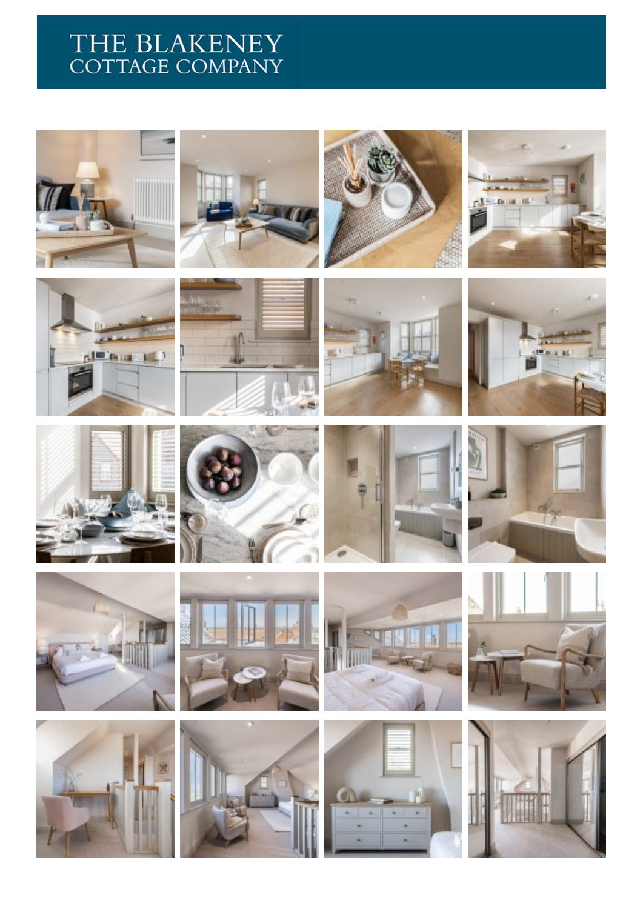# THE BLAKENEY COTTAGE COMPANY